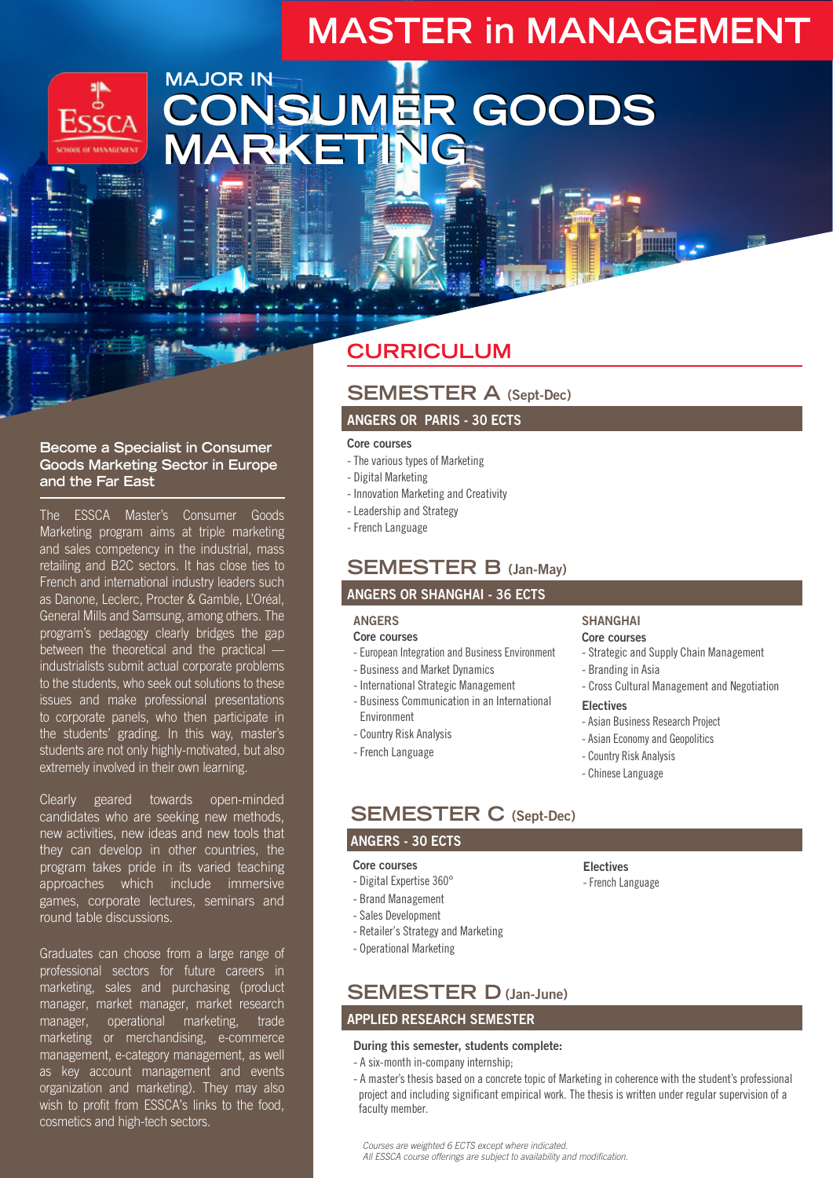# MASTER in MANAGEMENT

ESSCA SCHOOL OF MANAGEMENT

## MAJOR IN CONSUMER GOODS MARKETING

### Become a Specialist in Consumer Goods Marketing Sector in Europe and the Far East

The ESSCA Master's Consumer Goods Marketing program aims at triple marketing and sales competency in the industrial, mass retailing and B2C sectors. It has close ties to French and international industry leaders such as Danone, Leclerc, Procter & Gamble, L'Oréal, General Mills and Samsung, among others. The program's pedagogy clearly bridges the gap between the theoretical and the practical — industrialists submit actual corporate problems to the students, who seek out solutions to these issues and make professional presentations to corporate panels, who then participate in the students' grading. In this way, master's students are not only highly-motivated, but also extremely involved in their own learning.

Clearly geared towards open-minded candidates who are seeking new methods, new activities, new ideas and new tools that they can develop in other countries, the program takes pride in its varied teaching approaches which include immersive games, corporate lectures, seminars and round table discussions.

Graduates can choose from a large range of professional sectors for future careers in marketing, sales and purchasing (product manager, market manager, market research manager, operational marketing, trade marketing or merchandising, e-commerce management, e-category management, as well as key account management and events organization and marketing). They may also wish to profit from ESSCA's links to the food, cosmetics and high-tech sectors.

## CURRICULUM

### SEMESTER A (Sept-Dec)

**ANGERS OR PARIS - 30 ECTS**

**Core courses**

- The various types of Marketing
- Digital Marketing
- Innovation Marketing and Creativity
- Leadership and Strategy
- French Language

### SEMESTER B (Jan-May)

**ANGERS OR SHANGHAI - 36 ECTS**

**ANGERS**

**Core courses**

- European Integration and Business Environment
- Business and Market Dynamics
- International Strategic Management
- Business Communication in an International Environment
- Country Risk Analysis
- French Language

**SHANGHAI**

**Core courses**

- Strategic and Supply Chain Management
- Branding in Asia
- Cross Cultural Management and Negotiation

**Electives**

- Asian Business Research Project
- Asian Economy and Geopolitics
- Country Risk Analysis
- Chinese Language

### SEMESTER C (Sept-Dec)

**ANGERS - 30 ECTS**

**Core courses**

- Digital Expertise 360°
- Brand Management
- Sales Development
- Retailer's Strategy and Marketing
- Operational Marketing

**Electives**

- French Language

### SEMESTER D (Jan-June)

**APPLIED RESEARCH SEMESTER**

**During this semester, students complete:**

- A six-month in-company internship;
- A master's thesis based on a concrete topic of Marketing in coherence with the student's professional project and including significant empirical work. The thesis is written under regular supervision of a faculty member.

*Courses are weighted 6 ECTS except where indicated.*
*All ESSCA course offerings are subject to availability and modification.*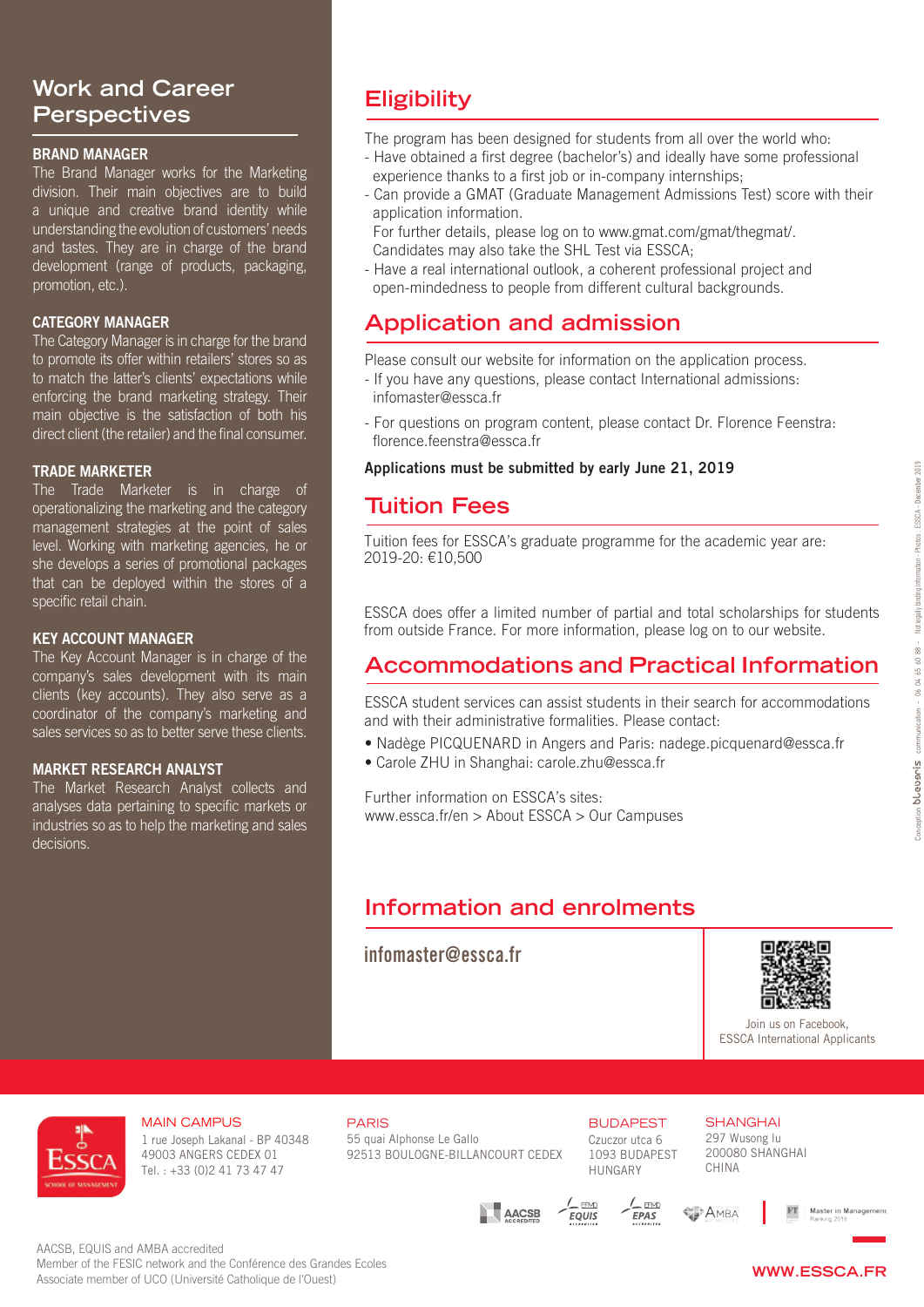## Work and Career Perspectives

### BRAND MANAGER

The Brand Manager works for the Marketing division. Their main objectives are to build a unique and creative brand identity while understanding the evolution of customers' needs and tastes. They are in charge of the brand development (range of products, packaging, promotion, etc.).

### CATEGORY MANAGER

The Category Manager is in charge for the brand to promote its offer within retailers' stores so as to match the latter's clients' expectations while enforcing the brand marketing strategy. Their main objective is the satisfaction of both his direct client (the retailer) and the final consumer.

### TRADE MARKETER

The Trade Marketer is in charge of operationalizing the marketing and the category management strategies at the point of sales level. Working with marketing agencies, he or she develops a series of promotional packages that can be deployed within the stores of a specific retail chain.

### KEY ACCOUNT MANAGER

The Key Account Manager is in charge of the company's sales development with its main clients (key accounts). They also serve as a coordinator of the company's marketing and sales services so as to better serve these clients.

### MARKET RESEARCH ANALYST

The Market Research Analyst collects and analyses data pertaining to specific markets or industries so as to help the marketing and sales decisions.

## Eligibility

The program has been designed for students from all over the world who:

- Have obtained a first degree (bachelor's) and ideally have some professional experience thanks to a first job or in-company internships;
- Can provide a GMAT (Graduate Management Admissions Test) score with their application information.
  For further details, please log on to www.gmat.com/gmat/thegmat/.
  Candidates may also take the SHL Test via ESSCA;
- Have a real international outlook, a coherent professional project and open-mindedness to people from different cultural backgrounds.

## Application and admission

Please consult our website for information on the application process.

- If you have any questions, please contact International admissions: infomaster@essca.fr
- For questions on program content, please contact Dr. Florence Feenstra: florence.feenstra@essca.fr

**Applications must be submitted by early June 21, 2019**

## Tuition Fees

Tuition fees for ESSCA's graduate programme for the academic year are:
2019-20: €10,500

ESSCA does offer a limited number of partial and total scholarships for students from outside France. For more information, please log on to our website.

## Accommodations and Practical Information

ESSCA student services can assist students in their search for accommodations and with their administrative formalities. Please contact:

- Nadège PICQUENARD in Angers and Paris: nadege.picquenard@essca.fr
- Carole ZHU in Shanghai: carole.zhu@essca.fr

Further information on ESSCA's sites:
www.essca.fr/en > About ESSCA > Our Campuses

## Information and enrolments

**infomaster@essca.fr**

Join us on Facebook,
ESSCA International Applicants

**MAIN CAMPUS**
1 rue Joseph Lakanal - BP 40348
49003 ANGERS CEDEX 01
Tel. : +33 (0)2 41 73 47 47

**PARIS**
55 quai Alphonse Le Gallo
92513 BOULOGNE-BILLANCOURT CEDEX

**BUDAPEST**
Czuczor utca 6
1093 BUDAPEST
HUNGARY

**SHANGHAI**
297 Wusong lu
200080 SHANGHAI
CHINA

AACSB, EQUIS and AMBA accredited
Member of the FESIC network and the Conférence des Grandes Ecoles
Associate member of UCO (Université Catholique de l'Ouest)

**WWW.ESSCA.FR**

Conception bluesnis communication – 06 04 65 60 88 – Not legally binding information - Photos : ESSCA - December 2019